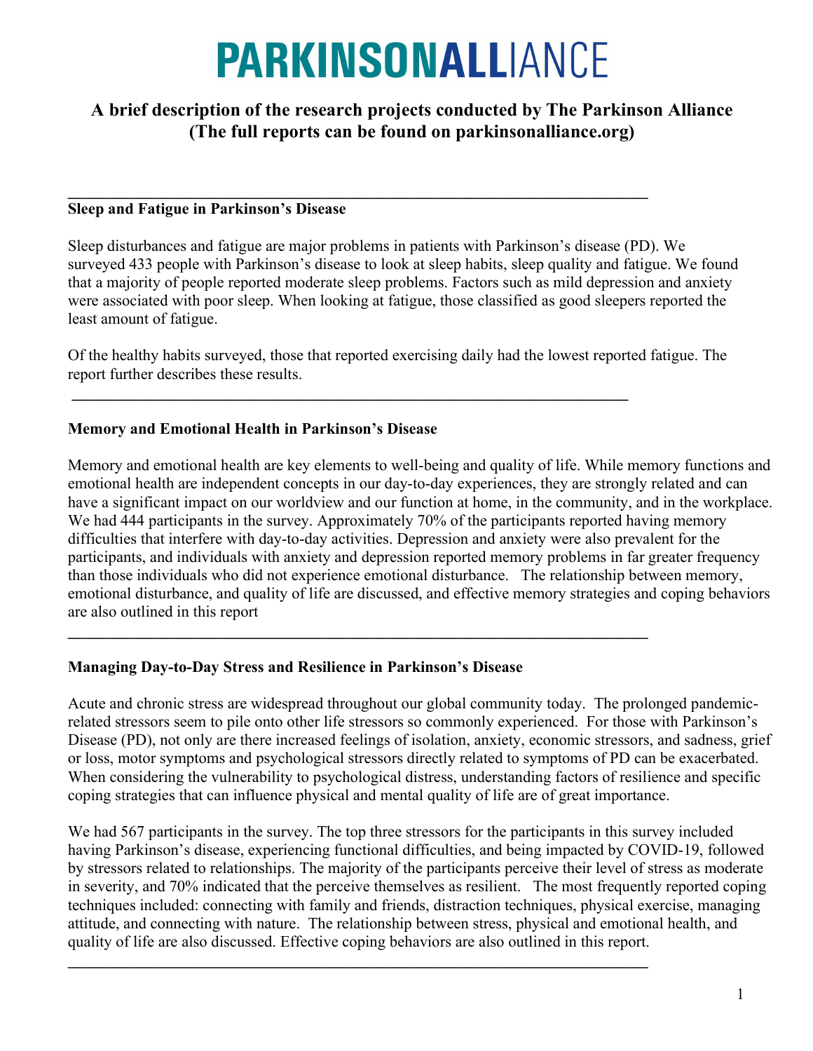# PARKINSONALLIANCE

## A brief description of the research projects conducted by The Parkinson Alliance (The full reports can be found on parkinsonalliance.org)

---

### Sleep and Fatigue in Parkinson's Disease

Sleep disturbances and fatigue are major problems in patients with Parkinson's disease (PD). We surveyed 433 people with Parkinson's disease to look at sleep habits, sleep quality and fatigue. We found that a majority of people reported moderate sleep problems. Factors such as mild depression and anxiety were associated with poor sleep. When looking at fatigue, those classified as good sleepers reported the least amount of fatigue.

Of the healthy habits surveyed, those that reported exercising daily had the lowest reported fatigue. The report further describes these results.

---

### Memory and Emotional Health in Parkinson's Disease

Memory and emotional health are key elements to well-being and quality of life. While memory functions and emotional health are independent concepts in our day-to-day experiences, they are strongly related and can have a significant impact on our worldview and our function at home, in the community, and in the workplace. We had 444 participants in the survey. Approximately 70% of the participants reported having memory difficulties that interfere with day-to-day activities. Depression and anxiety were also prevalent for the participants, and individuals with anxiety and depression reported memory problems in far greater frequency than those individuals who did not experience emotional disturbance. The relationship between memory, emotional disturbance, and quality of life are discussed, and effective memory strategies and coping behaviors are also outlined in this report

---

### Managing Day-to-Day Stress and Resilience in Parkinson's Disease

Acute and chronic stress are widespread throughout our global community today. The prolonged pandemic-related stressors seem to pile onto other life stressors so commonly experienced. For those with Parkinson's Disease (PD), not only are there increased feelings of isolation, anxiety, economic stressors, and sadness, grief or loss, motor symptoms and psychological stressors directly related to symptoms of PD can be exacerbated. When considering the vulnerability to psychological distress, understanding factors of resilience and specific coping strategies that can influence physical and mental quality of life are of great importance.

We had 567 participants in the survey. The top three stressors for the participants in this survey included having Parkinson's disease, experiencing functional difficulties, and being impacted by COVID-19, followed by stressors related to relationships. The majority of the participants perceive their level of stress as moderate in severity, and 70% indicated that the perceive themselves as resilient. The most frequently reported coping techniques included: connecting with family and friends, distraction techniques, physical exercise, managing attitude, and connecting with nature. The relationship between stress, physical and emotional health, and quality of life are also discussed. Effective coping behaviors are also outlined in this report.

---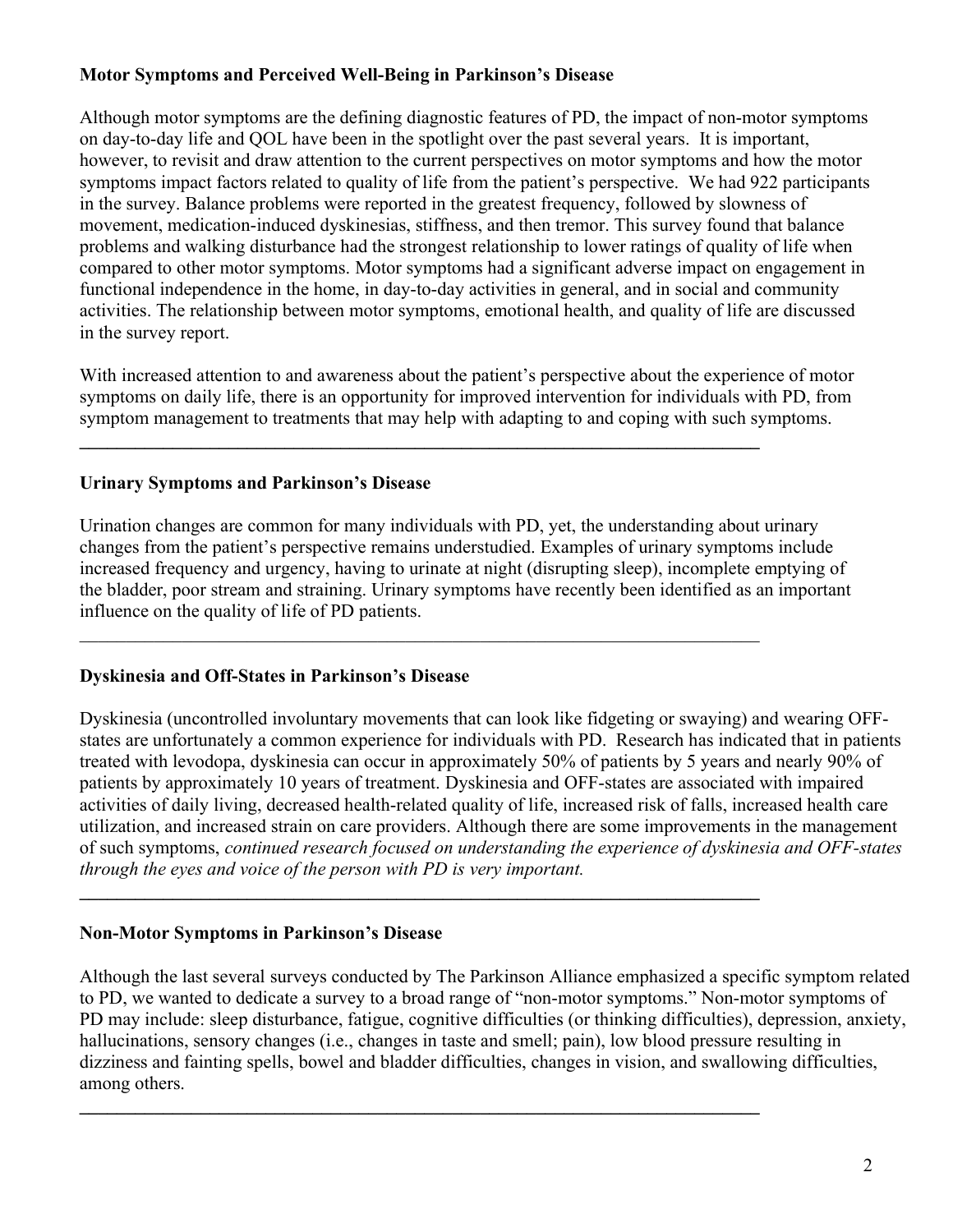**Motor Symptoms and Perceived Well-Being in Parkinson's Disease**

Although motor symptoms are the defining diagnostic features of PD, the impact of non-motor symptoms on day-to-day life and QOL have been in the spotlight over the past several years. It is important, however, to revisit and draw attention to the current perspectives on motor symptoms and how the motor symptoms impact factors related to quality of life from the patient's perspective. We had 922 participants in the survey. Balance problems were reported in the greatest frequency, followed by slowness of movement, medication-induced dyskinesias, stiffness, and then tremor. This survey found that balance problems and walking disturbance had the strongest relationship to lower ratings of quality of life when compared to other motor symptoms. Motor symptoms had a significant adverse impact on engagement in functional independence in the home, in day-to-day activities in general, and in social and community activities. The relationship between motor symptoms, emotional health, and quality of life are discussed in the survey report.

With increased attention to and awareness about the patient's perspective about the experience of motor symptoms on daily life, there is an opportunity for improved intervention for individuals with PD, from symptom management to treatments that may help with adapting to and coping with such symptoms.

---

**Urinary Symptoms and Parkinson's Disease**

Urination changes are common for many individuals with PD, yet, the understanding about urinary changes from the patient's perspective remains understudied. Examples of urinary symptoms include increased frequency and urgency, having to urinate at night (disrupting sleep), incomplete emptying of the bladder, poor stream and straining. Urinary symptoms have recently been identified as an important influence on the quality of life of PD patients.

---

**Dyskinesia and Off-States in Parkinson's Disease**

Dyskinesia (uncontrolled involuntary movements that can look like fidgeting or swaying) and wearing OFF-states are unfortunately a common experience for individuals with PD. Research has indicated that in patients treated with levodopa, dyskinesia can occur in approximately 50% of patients by 5 years and nearly 90% of patients by approximately 10 years of treatment. Dyskinesia and OFF-states are associated with impaired activities of daily living, decreased health-related quality of life, increased risk of falls, increased health care utilization, and increased strain on care providers. Although there are some improvements in the management of such symptoms, *continued research focused on understanding the experience of dyskinesia and OFF-states through the eyes and voice of the person with PD is very important.*

---

**Non-Motor Symptoms in Parkinson's Disease**

Although the last several surveys conducted by The Parkinson Alliance emphasized a specific symptom related to PD, we wanted to dedicate a survey to a broad range of "non-motor symptoms." Non-motor symptoms of PD may include: sleep disturbance, fatigue, cognitive difficulties (or thinking difficulties), depression, anxiety, hallucinations, sensory changes (i.e., changes in taste and smell; pain), low blood pressure resulting in dizziness and fainting spells, bowel and bladder difficulties, changes in vision, and swallowing difficulties, among others.

---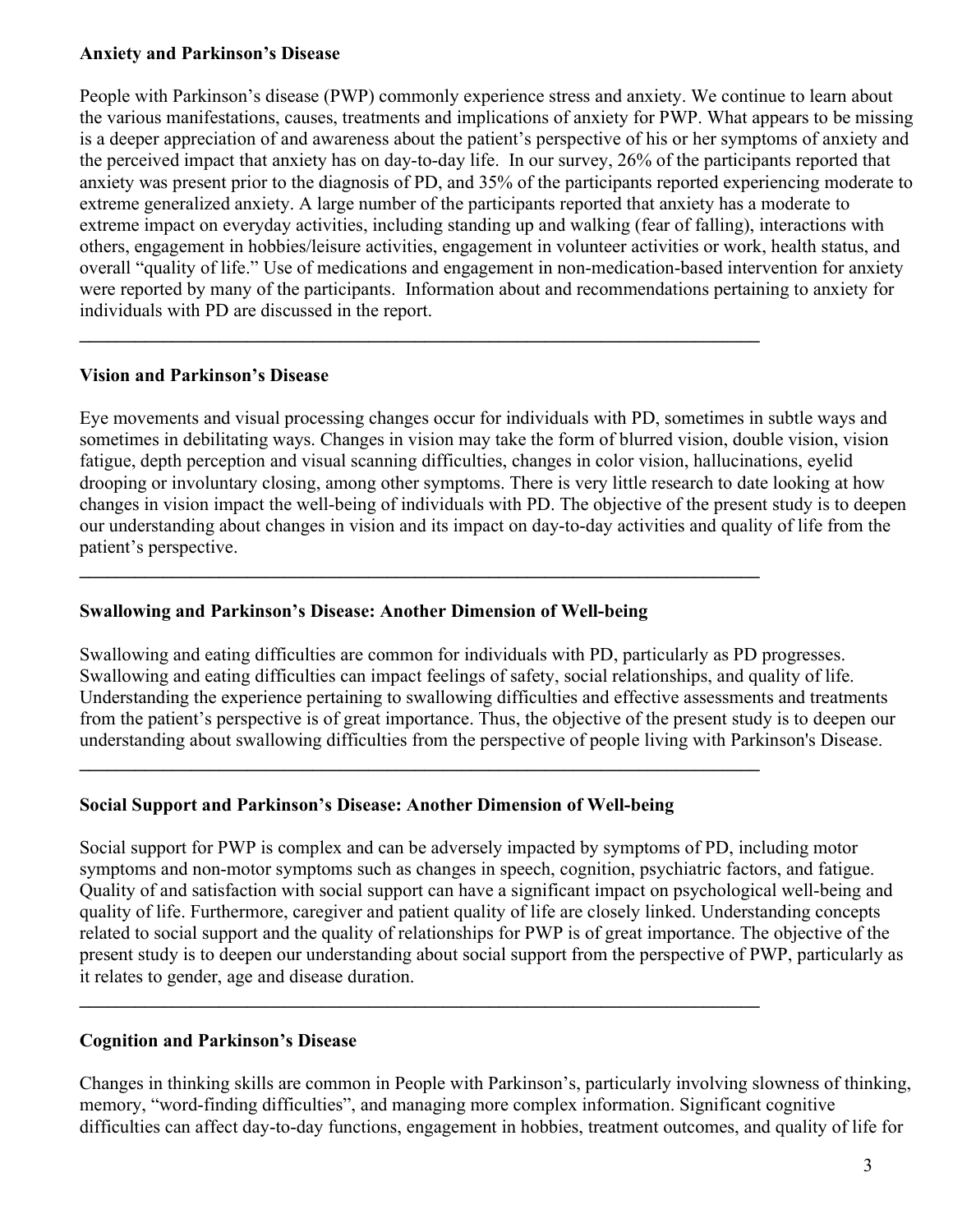**Anxiety and Parkinson's Disease**

People with Parkinson's disease (PWP) commonly experience stress and anxiety. We continue to learn about the various manifestations, causes, treatments and implications of anxiety for PWP. What appears to be missing is a deeper appreciation of and awareness about the patient's perspective of his or her symptoms of anxiety and the perceived impact that anxiety has on day-to-day life. In our survey, 26% of the participants reported that anxiety was present prior to the diagnosis of PD, and 35% of the participants reported experiencing moderate to extreme generalized anxiety. A large number of the participants reported that anxiety has a moderate to extreme impact on everyday activities, including standing up and walking (fear of falling), interactions with others, engagement in hobbies/leisure activities, engagement in volunteer activities or work, health status, and overall "quality of life." Use of medications and engagement in non-medication-based intervention for anxiety were reported by many of the participants. Information about and recommendations pertaining to anxiety for individuals with PD are discussed in the report.

---

**Vision and Parkinson's Disease**

Eye movements and visual processing changes occur for individuals with PD, sometimes in subtle ways and sometimes in debilitating ways. Changes in vision may take the form of blurred vision, double vision, vision fatigue, depth perception and visual scanning difficulties, changes in color vision, hallucinations, eyelid drooping or involuntary closing, among other symptoms. There is very little research to date looking at how changes in vision impact the well-being of individuals with PD. The objective of the present study is to deepen our understanding about changes in vision and its impact on day-to-day activities and quality of life from the patient's perspective.

---

**Swallowing and Parkinson's Disease: Another Dimension of Well-being**

Swallowing and eating difficulties are common for individuals with PD, particularly as PD progresses. Swallowing and eating difficulties can impact feelings of safety, social relationships, and quality of life. Understanding the experience pertaining to swallowing difficulties and effective assessments and treatments from the patient's perspective is of great importance. Thus, the objective of the present study is to deepen our understanding about swallowing difficulties from the perspective of people living with Parkinson's Disease.

---

**Social Support and Parkinson's Disease: Another Dimension of Well-being**

Social support for PWP is complex and can be adversely impacted by symptoms of PD, including motor symptoms and non-motor symptoms such as changes in speech, cognition, psychiatric factors, and fatigue. Quality of and satisfaction with social support can have a significant impact on psychological well-being and quality of life. Furthermore, caregiver and patient quality of life are closely linked. Understanding concepts related to social support and the quality of relationships for PWP is of great importance. The objective of the present study is to deepen our understanding about social support from the perspective of PWP, particularly as it relates to gender, age and disease duration.

---

**Cognition and Parkinson's Disease**

Changes in thinking skills are common in People with Parkinson's, particularly involving slowness of thinking, memory, "word-finding difficulties", and managing more complex information. Significant cognitive difficulties can affect day-to-day functions, engagement in hobbies, treatment outcomes, and quality of life for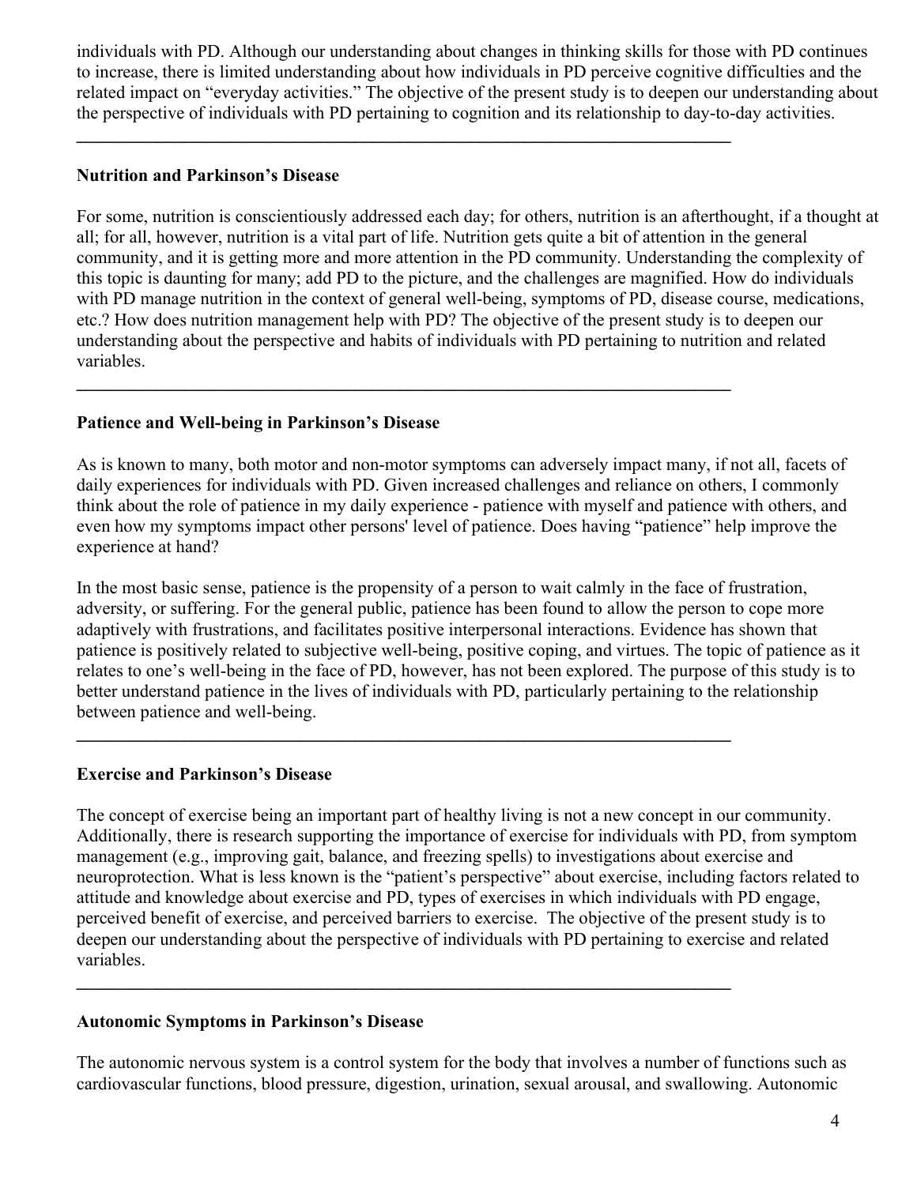individuals with PD. Although our understanding about changes in thinking skills for those with PD continues to increase, there is limited understanding about how individuals in PD perceive cognitive difficulties and the related impact on "everyday activities." The objective of the present study is to deepen our understanding about the perspective of individuals with PD pertaining to cognition and its relationship to day-to-day activities.

---

**Nutrition and Parkinson's Disease**

For some, nutrition is conscientiously addressed each day; for others, nutrition is an afterthought, if a thought at all; for all, however, nutrition is a vital part of life. Nutrition gets quite a bit of attention in the general community, and it is getting more and more attention in the PD community. Understanding the complexity of this topic is daunting for many; add PD to the picture, and the challenges are magnified. How do individuals with PD manage nutrition in the context of general well-being, symptoms of PD, disease course, medications, etc.? How does nutrition management help with PD? The objective of the present study is to deepen our understanding about the perspective and habits of individuals with PD pertaining to nutrition and related variables.

---

**Patience and Well-being in Parkinson's Disease**

As is known to many, both motor and non-motor symptoms can adversely impact many, if not all, facets of daily experiences for individuals with PD. Given increased challenges and reliance on others, I commonly think about the role of patience in my daily experience - patience with myself and patience with others, and even how my symptoms impact other persons' level of patience. Does having "patience" help improve the experience at hand?

In the most basic sense, patience is the propensity of a person to wait calmly in the face of frustration, adversity, or suffering. For the general public, patience has been found to allow the person to cope more adaptively with frustrations, and facilitates positive interpersonal interactions. Evidence has shown that patience is positively related to subjective well-being, positive coping, and virtues. The topic of patience as it relates to one's well-being in the face of PD, however, has not been explored. The purpose of this study is to better understand patience in the lives of individuals with PD, particularly pertaining to the relationship between patience and well-being.

---

**Exercise and Parkinson's Disease**

The concept of exercise being an important part of healthy living is not a new concept in our community. Additionally, there is research supporting the importance of exercise for individuals with PD, from symptom management (e.g., improving gait, balance, and freezing spells) to investigations about exercise and neuroprotection. What is less known is the "patient's perspective" about exercise, including factors related to attitude and knowledge about exercise and PD, types of exercises in which individuals with PD engage, perceived benefit of exercise, and perceived barriers to exercise. The objective of the present study is to deepen our understanding about the perspective of individuals with PD pertaining to exercise and related variables.

---

**Autonomic Symptoms in Parkinson's Disease**

The autonomic nervous system is a control system for the body that involves a number of functions such as cardiovascular functions, blood pressure, digestion, urination, sexual arousal, and swallowing. Autonomic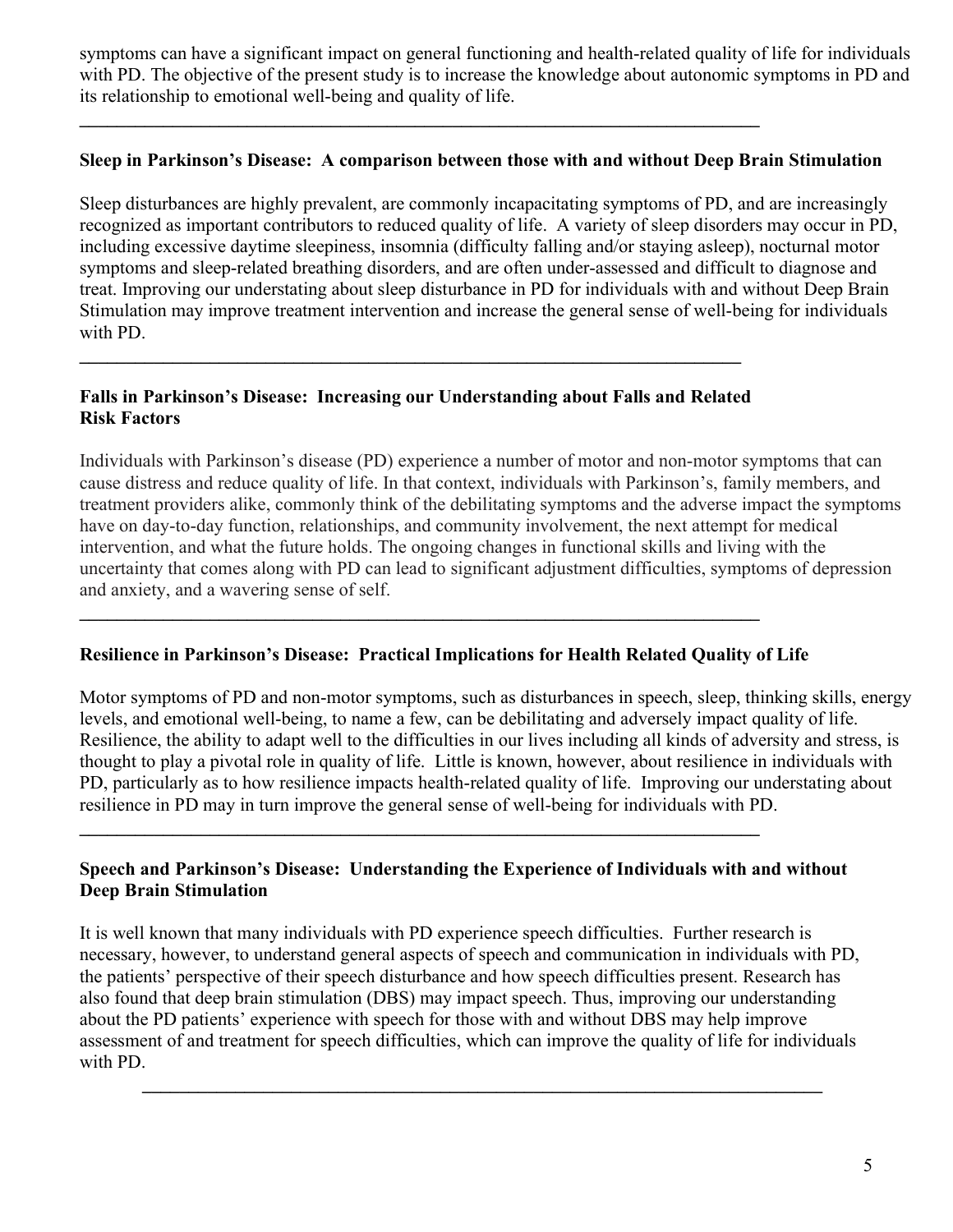symptoms can have a significant impact on general functioning and health-related quality of life for individuals with PD. The objective of the present study is to increase the knowledge about autonomic symptoms in PD and its relationship to emotional well-being and quality of life.

---

**Sleep in Parkinson's Disease: A comparison between those with and without Deep Brain Stimulation**

Sleep disturbances are highly prevalent, are commonly incapacitating symptoms of PD, and are increasingly recognized as important contributors to reduced quality of life. A variety of sleep disorders may occur in PD, including excessive daytime sleepiness, insomnia (difficulty falling and/or staying asleep), nocturnal motor symptoms and sleep-related breathing disorders, and are often under-assessed and difficult to diagnose and treat. Improving our understating about sleep disturbance in PD for individuals with and without Deep Brain Stimulation may improve treatment intervention and increase the general sense of well-being for individuals with PD.

---

**Falls in Parkinson's Disease: Increasing our Understanding about Falls and Related Risk Factors**

Individuals with Parkinson's disease (PD) experience a number of motor and non-motor symptoms that can cause distress and reduce quality of life. In that context, individuals with Parkinson's, family members, and treatment providers alike, commonly think of the debilitating symptoms and the adverse impact the symptoms have on day-to-day function, relationships, and community involvement, the next attempt for medical intervention, and what the future holds. The ongoing changes in functional skills and living with the uncertainty that comes along with PD can lead to significant adjustment difficulties, symptoms of depression and anxiety, and a wavering sense of self.

---

**Resilience in Parkinson's Disease: Practical Implications for Health Related Quality of Life**

Motor symptoms of PD and non-motor symptoms, such as disturbances in speech, sleep, thinking skills, energy levels, and emotional well-being, to name a few, can be debilitating and adversely impact quality of life. Resilience, the ability to adapt well to the difficulties in our lives including all kinds of adversity and stress, is thought to play a pivotal role in quality of life. Little is known, however, about resilience in individuals with PD, particularly as to how resilience impacts health-related quality of life. Improving our understating about resilience in PD may in turn improve the general sense of well-being for individuals with PD.

---

**Speech and Parkinson's Disease: Understanding the Experience of Individuals with and without Deep Brain Stimulation**

It is well known that many individuals with PD experience speech difficulties. Further research is necessary, however, to understand general aspects of speech and communication in individuals with PD, the patients' perspective of their speech disturbance and how speech difficulties present. Research has also found that deep brain stimulation (DBS) may impact speech. Thus, improving our understanding about the PD patients' experience with speech for those with and without DBS may help improve assessment of and treatment for speech difficulties, which can improve the quality of life for individuals with PD.

---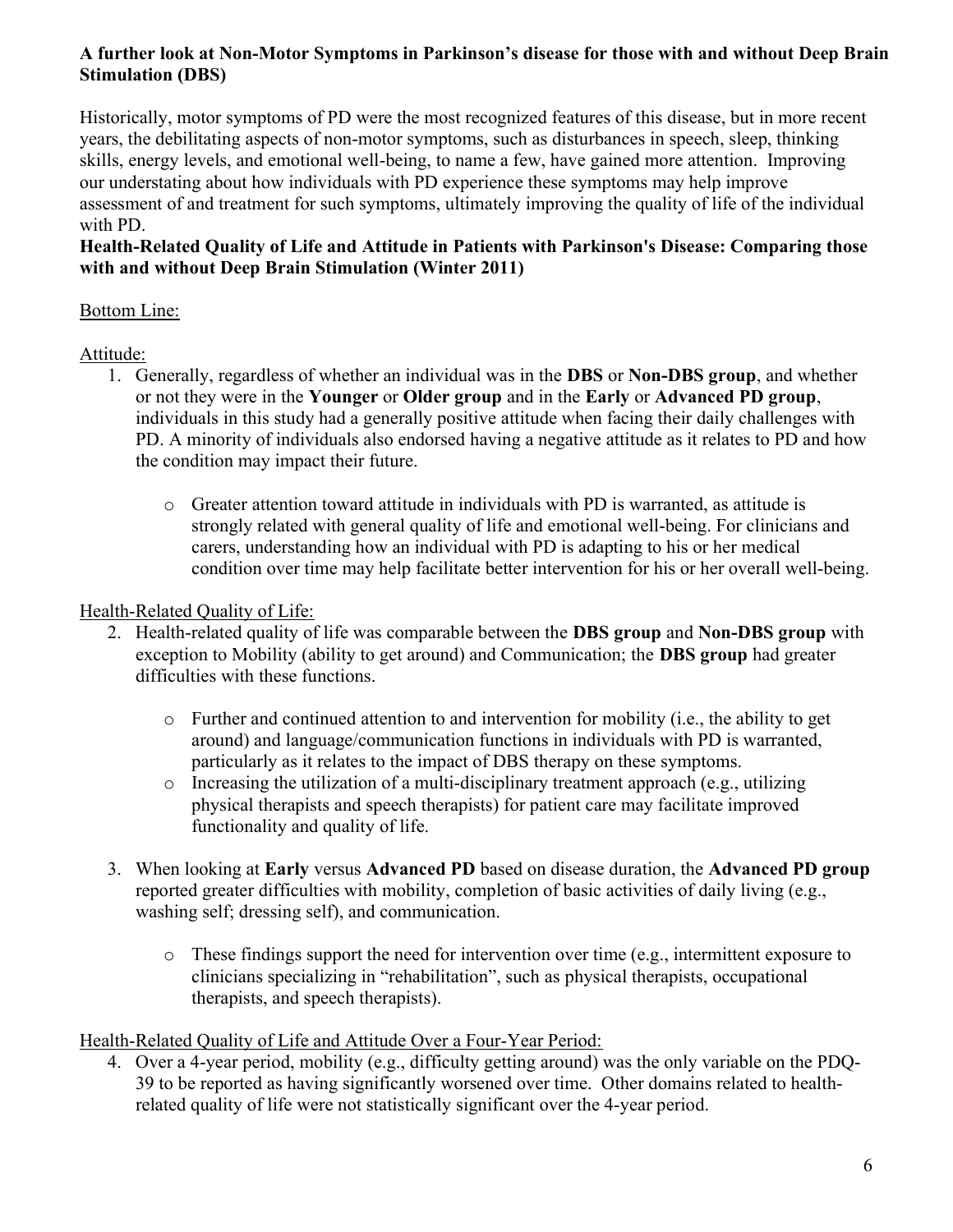**A further look at Non-Motor Symptoms in Parkinson's disease for those with and without Deep Brain Stimulation (DBS)**

Historically, motor symptoms of PD were the most recognized features of this disease, but in more recent years, the debilitating aspects of non-motor symptoms, such as disturbances in speech, sleep, thinking skills, energy levels, and emotional well-being, to name a few, have gained more attention. Improving our understating about how individuals with PD experience these symptoms may help improve assessment of and treatment for such symptoms, ultimately improving the quality of life of the individual with PD.

**Health-Related Quality of Life and Attitude in Patients with Parkinson's Disease: Comparing those with and without Deep Brain Stimulation (Winter 2011)**

<u>Bottom Line:</u>

<u>Attitude:</u>

1. Generally, regardless of whether an individual was in the **DBS** or **Non-DBS group**, and whether or not they were in the **Younger** or **Older group** and in the **Early** or **Advanced PD group**, individuals in this study had a generally positive attitude when facing their daily challenges with PD. A minority of individuals also endorsed having a negative attitude as it relates to PD and how the condition may impact their future.
    - Greater attention toward attitude in individuals with PD is warranted, as attitude is strongly related with general quality of life and emotional well-being. For clinicians and carers, understanding how an individual with PD is adapting to his or her medical condition over time may help facilitate better intervention for his or her overall well-being.

<u>Health-Related Quality of Life:</u>

2. Health-related quality of life was comparable between the **DBS group** and **Non-DBS group** with exception to Mobility (ability to get around) and Communication; the **DBS group** had greater difficulties with these functions.
    - Further and continued attention to and intervention for mobility (i.e., the ability to get around) and language/communication functions in individuals with PD is warranted, particularly as it relates to the impact of DBS therapy on these symptoms.
    - Increasing the utilization of a multi-disciplinary treatment approach (e.g., utilizing physical therapists and speech therapists) for patient care may facilitate improved functionality and quality of life.

3. When looking at **Early** versus **Advanced PD** based on disease duration, the **Advanced PD group** reported greater difficulties with mobility, completion of basic activities of daily living (e.g., washing self; dressing self), and communication.
    - These findings support the need for intervention over time (e.g., intermittent exposure to clinicians specializing in "rehabilitation", such as physical therapists, occupational therapists, and speech therapists).

<u>Health-Related Quality of Life and Attitude Over a Four-Year Period:</u>

4. Over a 4-year period, mobility (e.g., difficulty getting around) was the only variable on the PDQ-39 to be reported as having significantly worsened over time. Other domains related to health-related quality of life were not statistically significant over the 4-year period.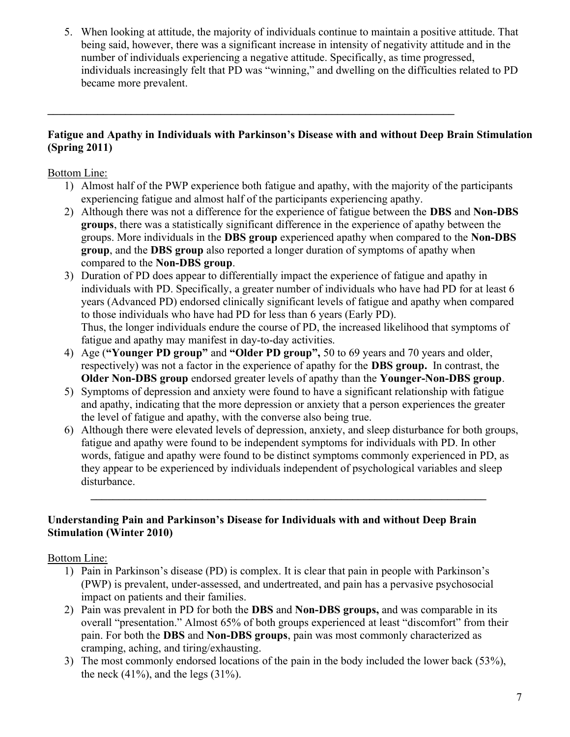5. When looking at attitude, the majority of individuals continue to maintain a positive attitude. That being said, however, there was a significant increase in intensity of negativity attitude and in the number of individuals experiencing a negative attitude. Specifically, as time progressed, individuals increasingly felt that PD was "winning," and dwelling on the difficulties related to PD became more prevalent.

---

**Fatigue and Apathy in Individuals with Parkinson's Disease with and without Deep Brain Stimulation (Spring 2011)**

Bottom Line:

1) Almost half of the PWP experience both fatigue and apathy, with the majority of the participants experiencing fatigue and almost half of the participants experiencing apathy.
2) Although there was not a difference for the experience of fatigue between the **DBS** and **Non-DBS groups**, there was a statistically significant difference in the experience of apathy between the groups. More individuals in the **DBS group** experienced apathy when compared to the **Non-DBS group**, and the **DBS group** also reported a longer duration of symptoms of apathy when compared to the **Non-DBS group**.
3) Duration of PD does appear to differentially impact the experience of fatigue and apathy in individuals with PD. Specifically, a greater number of individuals who have had PD for at least 6 years (Advanced PD) endorsed clinically significant levels of fatigue and apathy when compared to those individuals who have had PD for less than 6 years (Early PD).
   Thus, the longer individuals endure the course of PD, the increased likelihood that symptoms of fatigue and apathy may manifest in day-to-day activities.
4) Age (**"Younger PD group"** and **"Older PD group",** 50 to 69 years and 70 years and older, respectively) was not a factor in the experience of apathy for the **DBS group.** In contrast, the **Older Non-DBS group** endorsed greater levels of apathy than the **Younger-Non-DBS group**.
5) Symptoms of depression and anxiety were found to have a significant relationship with fatigue and apathy, indicating that the more depression or anxiety that a person experiences the greater the level of fatigue and apathy, with the converse also being true.
6) Although there were elevated levels of depression, anxiety, and sleep disturbance for both groups, fatigue and apathy were found to be independent symptoms for individuals with PD. In other words, fatigue and apathy were found to be distinct symptoms commonly experienced in PD, as they appear to be experienced by individuals independent of psychological variables and sleep disturbance.

---

**Understanding Pain and Parkinson's Disease for Individuals with and without Deep Brain Stimulation (Winter 2010)**

Bottom Line:

1) Pain in Parkinson's disease (PD) is complex. It is clear that pain in people with Parkinson's (PWP) is prevalent, under-assessed, and undertreated, and pain has a pervasive psychosocial impact on patients and their families.
2) Pain was prevalent in PD for both the **DBS** and **Non-DBS groups,** and was comparable in its overall "presentation." Almost 65% of both groups experienced at least "discomfort" from their pain. For both the **DBS** and **Non-DBS groups**, pain was most commonly characterized as cramping, aching, and tiring/exhausting.
3) The most commonly endorsed locations of the pain in the body included the lower back (53%), the neck (41%), and the legs (31%).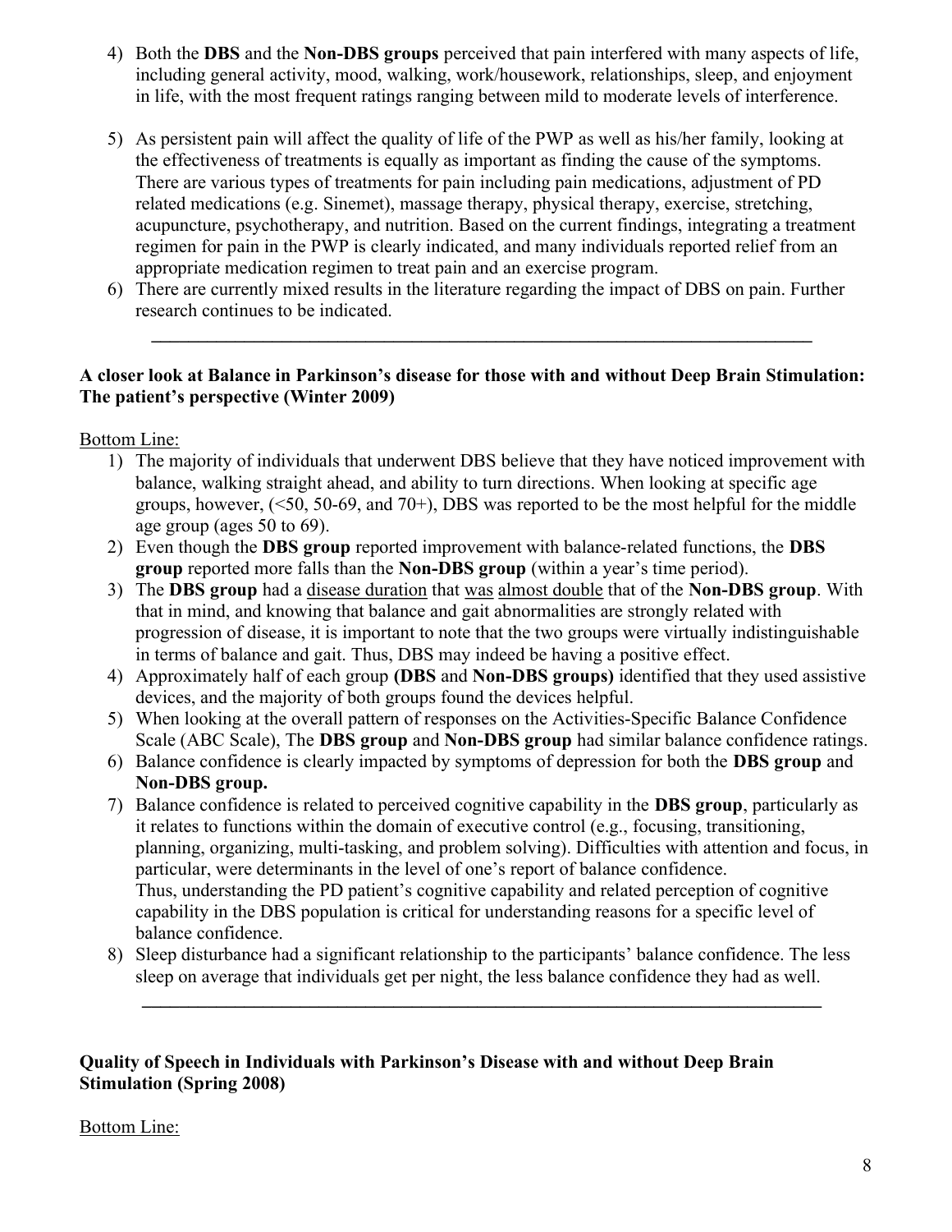4) Both the **DBS** and the **Non-DBS groups** perceived that pain interfered with many aspects of life, including general activity, mood, walking, work/housework, relationships, sleep, and enjoyment in life, with the most frequent ratings ranging between mild to moderate levels of interference.

5) As persistent pain will affect the quality of life of the PWP as well as his/her family, looking at the effectiveness of treatments is equally as important as finding the cause of the symptoms. There are various types of treatments for pain including pain medications, adjustment of PD related medications (e.g. Sinemet), massage therapy, physical therapy, exercise, stretching, acupuncture, psychotherapy, and nutrition. Based on the current findings, integrating a treatment regimen for pain in the PWP is clearly indicated, and many individuals reported relief from an appropriate medication regimen to treat pain and an exercise program.

6) There are currently mixed results in the literature regarding the impact of DBS on pain. Further research continues to be indicated.

---

**A closer look at Balance in Parkinson's disease for those with and without Deep Brain Stimulation: The patient's perspective (Winter 2009)**

Bottom Line:

1) The majority of individuals that underwent DBS believe that they have noticed improvement with balance, walking straight ahead, and ability to turn directions. When looking at specific age groups, however, (<50, 50-69, and 70+), DBS was reported to be the most helpful for the middle age group (ages 50 to 69).
2) Even though the **DBS group** reported improvement with balance-related functions, the **DBS group** reported more falls than the **Non-DBS group** (within a year's time period).
3) The **DBS group** had a <u>disease duration</u> that <u>was</u> <u>almost double</u> that of the **Non-DBS group**. With that in mind, and knowing that balance and gait abnormalities are strongly related with progression of disease, it is important to note that the two groups were virtually indistinguishable in terms of balance and gait. Thus, DBS may indeed be having a positive effect.
4) Approximately half of each group **(DBS** and **Non-DBS groups)** identified that they used assistive devices, and the majority of both groups found the devices helpful.
5) When looking at the overall pattern of responses on the Activities-Specific Balance Confidence Scale (ABC Scale), The **DBS group** and **Non-DBS group** had similar balance confidence ratings.
6) Balance confidence is clearly impacted by symptoms of depression for both the **DBS group** and **Non-DBS group.**
7) Balance confidence is related to perceived cognitive capability in the **DBS group**, particularly as it relates to functions within the domain of executive control (e.g., focusing, transitioning, planning, organizing, multi-tasking, and problem solving). Difficulties with attention and focus, in particular, were determinants in the level of one's report of balance confidence.
   Thus, understanding the PD patient's cognitive capability and related perception of cognitive capability in the DBS population is critical for understanding reasons for a specific level of balance confidence.
8) Sleep disturbance had a significant relationship to the participants' balance confidence. The less sleep on average that individuals get per night, the less balance confidence they had as well.

---

**Quality of Speech in Individuals with Parkinson's Disease with and without Deep Brain Stimulation (Spring 2008)**

Bottom Line: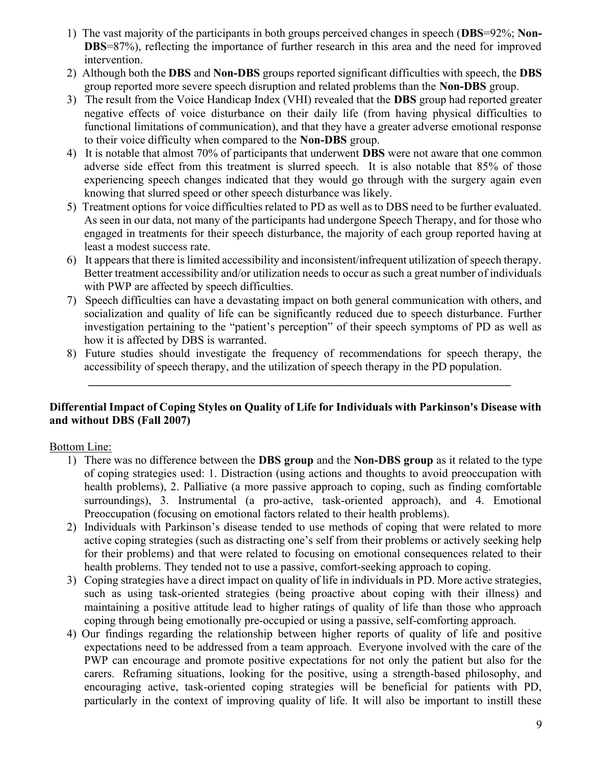1) The vast majority of the participants in both groups perceived changes in speech (**DBS**=92%; **Non-DBS**=87%), reflecting the importance of further research in this area and the need for improved intervention.
2) Although both the **DBS** and **Non-DBS** groups reported significant difficulties with speech, the **DBS** group reported more severe speech disruption and related problems than the **Non-DBS** group.
3) The result from the Voice Handicap Index (VHI) revealed that the **DBS** group had reported greater negative effects of voice disturbance on their daily life (from having physical difficulties to functional limitations of communication), and that they have a greater adverse emotional response to their voice difficulty when compared to the **Non-DBS** group.
4) It is notable that almost 70% of participants that underwent **DBS** were not aware that one common adverse side effect from this treatment is slurred speech. It is also notable that 85% of those experiencing speech changes indicated that they would go through with the surgery again even knowing that slurred speed or other speech disturbance was likely.
5) Treatment options for voice difficulties related to PD as well as to DBS need to be further evaluated. As seen in our data, not many of the participants had undergone Speech Therapy, and for those who engaged in treatments for their speech disturbance, the majority of each group reported having at least a modest success rate.
6) It appears that there is limited accessibility and inconsistent/infrequent utilization of speech therapy. Better treatment accessibility and/or utilization needs to occur as such a great number of individuals with PWP are affected by speech difficulties.
7) Speech difficulties can have a devastating impact on both general communication with others, and socialization and quality of life can be significantly reduced due to speech disturbance. Further investigation pertaining to the "patient's perception" of their speech symptoms of PD as well as how it is affected by DBS is warranted.
8) Future studies should investigate the frequency of recommendations for speech therapy, the accessibility of speech therapy, and the utilization of speech therapy in the PD population.

---

**Differential Impact of Coping Styles on Quality of Life for Individuals with Parkinson's Disease with and without DBS (Fall 2007)**

Bottom Line:

1) There was no difference between the **DBS group** and the **Non-DBS group** as it related to the type of coping strategies used: 1. Distraction (using actions and thoughts to avoid preoccupation with health problems), 2. Palliative (a more passive approach to coping, such as finding comfortable surroundings), 3. Instrumental (a pro-active, task-oriented approach), and 4. Emotional Preoccupation (focusing on emotional factors related to their health problems).
2) Individuals with Parkinson's disease tended to use methods of coping that were related to more active coping strategies (such as distracting one's self from their problems or actively seeking help for their problems) and that were related to focusing on emotional consequences related to their health problems. They tended not to use a passive, comfort-seeking approach to coping.
3) Coping strategies have a direct impact on quality of life in individuals in PD. More active strategies, such as using task-oriented strategies (being proactive about coping with their illness) and maintaining a positive attitude lead to higher ratings of quality of life than those who approach coping through being emotionally pre-occupied or using a passive, self-comforting approach.
4) Our findings regarding the relationship between higher reports of quality of life and positive expectations need to be addressed from a team approach. Everyone involved with the care of the PWP can encourage and promote positive expectations for not only the patient but also for the carers. Reframing situations, looking for the positive, using a strength-based philosophy, and encouraging active, task-oriented coping strategies will be beneficial for patients with PD, particularly in the context of improving quality of life. It will also be important to instill these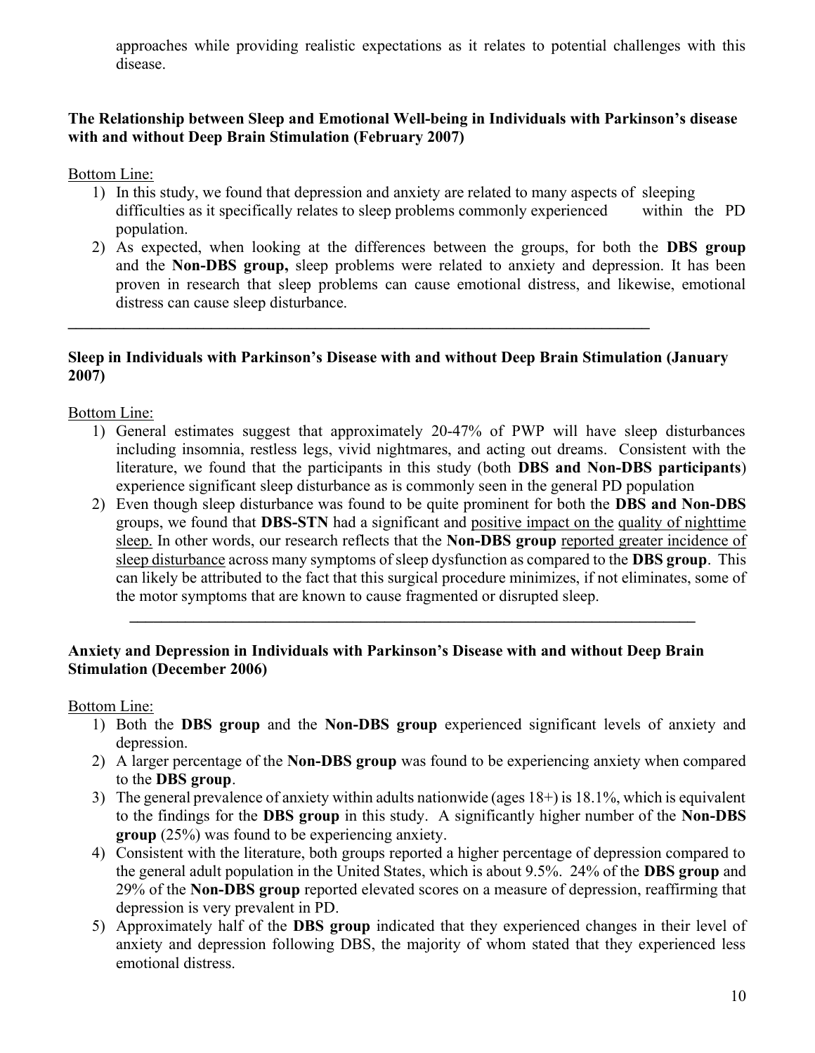approaches while providing realistic expectations as it relates to potential challenges with this disease.

**The Relationship between Sleep and Emotional Well-being in Individuals with Parkinson's disease with and without Deep Brain Stimulation (February 2007)**

Bottom Line:

1) In this study, we found that depression and anxiety are related to many aspects of sleeping difficulties as it specifically relates to sleep problems commonly experienced within the PD population.
2) As expected, when looking at the differences between the groups, for both the **DBS group** and the **Non-DBS group,** sleep problems were related to anxiety and depression. It has been proven in research that sleep problems can cause emotional distress, and likewise, emotional distress can cause sleep disturbance.

---

**Sleep in Individuals with Parkinson's Disease with and without Deep Brain Stimulation (January 2007)**

Bottom Line:

1) General estimates suggest that approximately 20-47% of PWP will have sleep disturbances including insomnia, restless legs, vivid nightmares, and acting out dreams. Consistent with the literature, we found that the participants in this study (both **DBS and Non-DBS participants**) experience significant sleep disturbance as is commonly seen in the general PD population
2) Even though sleep disturbance was found to be quite prominent for both the **DBS and Non-DBS** groups, we found that **DBS-STN** had a significant and <u>positive impact on the quality of nighttime sleep.</u> In other words, our research reflects that the **Non-DBS group** <u>reported greater incidence of sleep disturbance</u> across many symptoms of sleep dysfunction as compared to the **DBS group**. This can likely be attributed to the fact that this surgical procedure minimizes, if not eliminates, some of the motor symptoms that are known to cause fragmented or disrupted sleep.

---

**Anxiety and Depression in Individuals with Parkinson's Disease with and without Deep Brain Stimulation (December 2006)**

Bottom Line:

1) Both the **DBS group** and the **Non-DBS group** experienced significant levels of anxiety and depression.
2) A larger percentage of the **Non-DBS group** was found to be experiencing anxiety when compared to the **DBS group**.
3) The general prevalence of anxiety within adults nationwide (ages 18+) is 18.1%, which is equivalent to the findings for the **DBS group** in this study. A significantly higher number of the **Non-DBS group** (25%) was found to be experiencing anxiety.
4) Consistent with the literature, both groups reported a higher percentage of depression compared to the general adult population in the United States, which is about 9.5%. 24% of the **DBS group** and 29% of the **Non-DBS group** reported elevated scores on a measure of depression, reaffirming that depression is very prevalent in PD.
5) Approximately half of the **DBS group** indicated that they experienced changes in their level of anxiety and depression following DBS, the majority of whom stated that they experienced less emotional distress.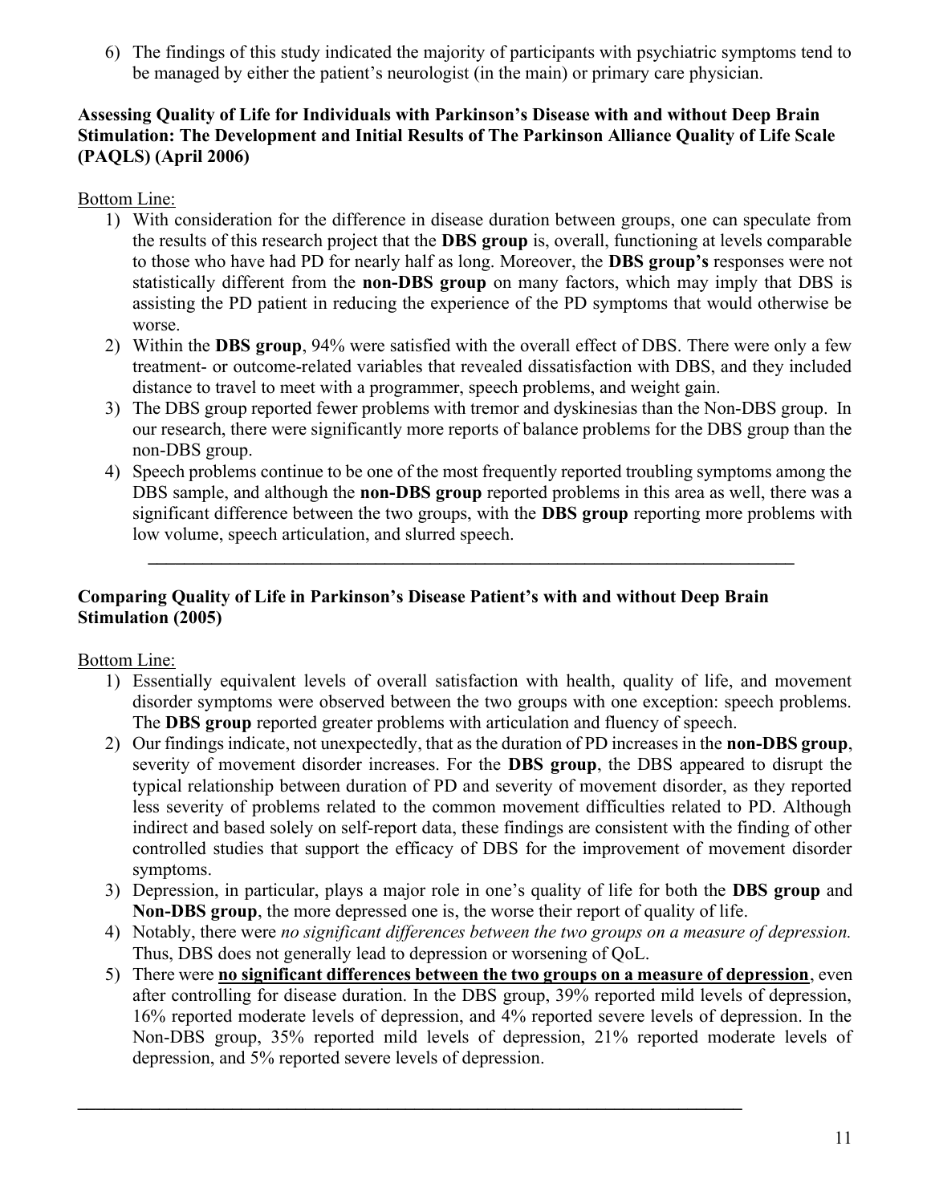6) The findings of this study indicated the majority of participants with psychiatric symptoms tend to be managed by either the patient's neurologist (in the main) or primary care physician.

**Assessing Quality of Life for Individuals with Parkinson's Disease with and without Deep Brain Stimulation: The Development and Initial Results of The Parkinson Alliance Quality of Life Scale (PAQLS) (April 2006)**

<u>Bottom Line:</u>

1) With consideration for the difference in disease duration between groups, one can speculate from the results of this research project that the **DBS group** is, overall, functioning at levels comparable to those who have had PD for nearly half as long. Moreover, the **DBS group's** responses were not statistically different from the **non-DBS group** on many factors, which may imply that DBS is assisting the PD patient in reducing the experience of the PD symptoms that would otherwise be worse.
2) Within the **DBS group**, 94% were satisfied with the overall effect of DBS. There were only a few treatment- or outcome-related variables that revealed dissatisfaction with DBS, and they included distance to travel to meet with a programmer, speech problems, and weight gain.
3) The DBS group reported fewer problems with tremor and dyskinesias than the Non-DBS group. In our research, there were significantly more reports of balance problems for the DBS group than the non-DBS group.
4) Speech problems continue to be one of the most frequently reported troubling symptoms among the DBS sample, and although the **non-DBS group** reported problems in this area as well, there was a significant difference between the two groups, with the **DBS group** reporting more problems with low volume, speech articulation, and slurred speech.

---

**Comparing Quality of Life in Parkinson's Disease Patient's with and without Deep Brain Stimulation (2005)**

<u>Bottom Line:</u>

1) Essentially equivalent levels of overall satisfaction with health, quality of life, and movement disorder symptoms were observed between the two groups with one exception: speech problems. The **DBS group** reported greater problems with articulation and fluency of speech.
2) Our findings indicate, not unexpectedly, that as the duration of PD increases in the **non-DBS group**, severity of movement disorder increases. For the **DBS group**, the DBS appeared to disrupt the typical relationship between duration of PD and severity of movement disorder, as they reported less severity of problems related to the common movement difficulties related to PD. Although indirect and based solely on self-report data, these findings are consistent with the finding of other controlled studies that support the efficacy of DBS for the improvement of movement disorder symptoms.
3) Depression, in particular, plays a major role in one's quality of life for both the **DBS group** and **Non-DBS group**, the more depressed one is, the worse their report of quality of life.
4) Notably, there were *no significant differences between the two groups on a measure of depression.* Thus, DBS does not generally lead to depression or worsening of QoL.
5) There were <u>**no significant differences between the two groups on a measure of depression**</u>, even after controlling for disease duration. In the DBS group, 39% reported mild levels of depression, 16% reported moderate levels of depression, and 4% reported severe levels of depression. In the Non-DBS group, 35% reported mild levels of depression, 21% reported moderate levels of depression, and 5% reported severe levels of depression.

---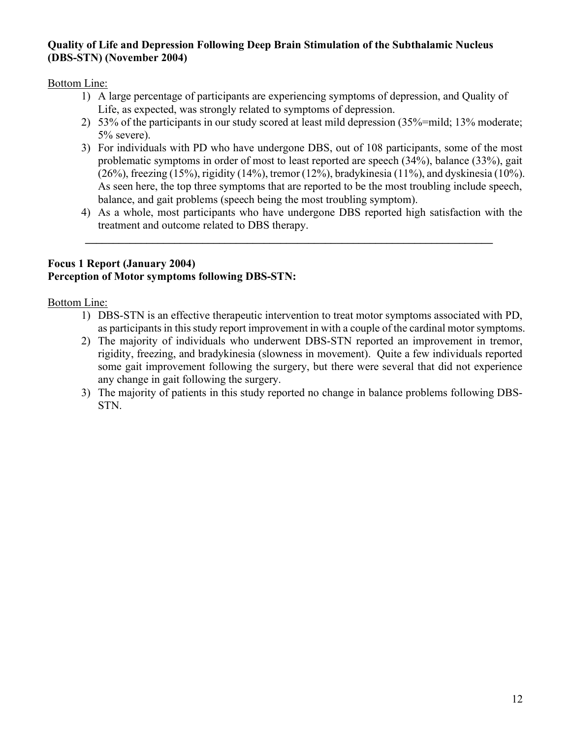**Quality of Life and Depression Following Deep Brain Stimulation of the Subthalamic Nucleus (DBS-STN) (November 2004)**

Bottom Line:

1) A large percentage of participants are experiencing symptoms of depression, and Quality of Life, as expected, was strongly related to symptoms of depression.
2) 53% of the participants in our study scored at least mild depression (35%=mild; 13% moderate; 5% severe).
3) For individuals with PD who have undergone DBS, out of 108 participants, some of the most problematic symptoms in order of most to least reported are speech (34%), balance (33%), gait (26%), freezing (15%), rigidity (14%), tremor (12%), bradykinesia (11%), and dyskinesia (10%). As seen here, the top three symptoms that are reported to be the most troubling include speech, balance, and gait problems (speech being the most troubling symptom).
4) As a whole, most participants who have undergone DBS reported high satisfaction with the treatment and outcome related to DBS therapy.

---

**Focus 1 Report (January 2004)**
**Perception of Motor symptoms following DBS-STN:**

Bottom Line:

1) DBS-STN is an effective therapeutic intervention to treat motor symptoms associated with PD, as participants in this study report improvement in with a couple of the cardinal motor symptoms.
2) The majority of individuals who underwent DBS-STN reported an improvement in tremor, rigidity, freezing, and bradykinesia (slowness in movement). Quite a few individuals reported some gait improvement following the surgery, but there were several that did not experience any change in gait following the surgery.
3) The majority of patients in this study reported no change in balance problems following DBS-STN.